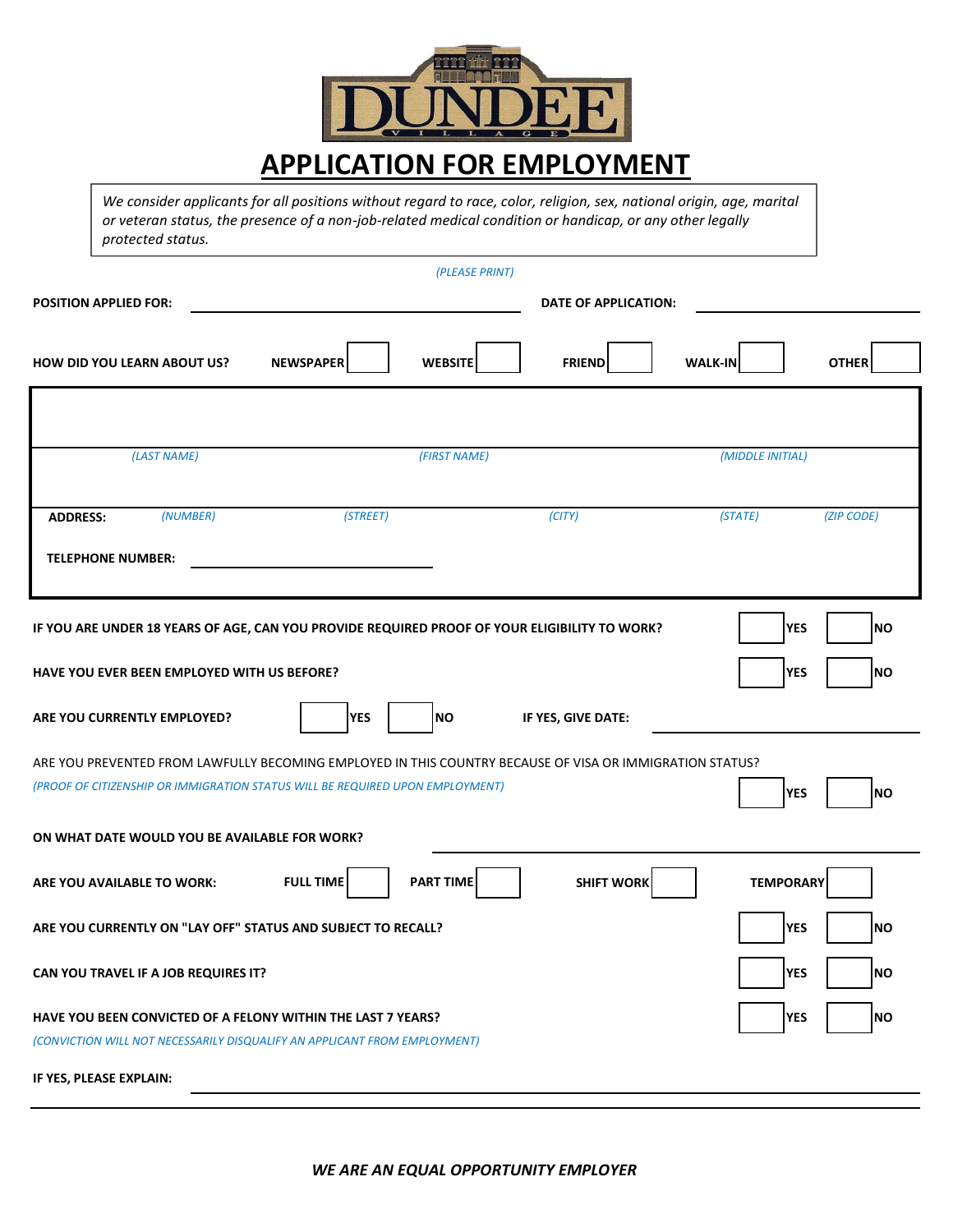DUNDEE VILLAGE

# APPLICATION FOR EMPLOYMENT

*We consider applicants for all positions without regard to race, color, religion, sex, national origin, age, marital or veteran status, the presence of a non-job-related medical condition or handicap, or any other legally protected status.*

*(PLEASE PRINT)*

**POSITION APPLIED FOR:** ____________________ **DATE OF APPLICATION:** ____________________

**HOW DID YOU LEARN ABOUT US?** **NEWSPAPER** ☐ **WEBSITE** ☐ **FRIEND** ☐ **WALK-IN** ☐ **OTHER** ☐

| *(LAST NAME)* | *(FIRST NAME)* | *(MIDDLE INITIAL)* | | |
|---|---|---|---|---|
| **ADDRESS:** *(NUMBER)* | *(STREET)* | *(CITY)* | *(STATE)* | *(ZIP CODE)* |

**TELEPHONE NUMBER:** ____________________

**IF YOU ARE UNDER 18 YEARS OF AGE, CAN YOU PROVIDE REQUIRED PROOF OF YOUR ELIGIBILITY TO WORK?** ☐ **YES** ☐ **NO**

**HAVE YOU EVER BEEN EMPLOYED WITH US BEFORE?** ☐ **YES** ☐ **NO**

**ARE YOU CURRENTLY EMPLOYED?** ☐ **YES** ☐ **NO** **IF YES, GIVE DATE:** ____________________

ARE YOU PREVENTED FROM LAWFULLY BECOMING EMPLOYED IN THIS COUNTRY BECAUSE OF VISA OR IMMIGRATION STATUS?
*(PROOF OF CITIZENSHIP OR IMMIGRATION STATUS WILL BE REQUIRED UPON EMPLOYMENT)* ☐ **YES** ☐ **NO**

**ON WHAT DATE WOULD YOU BE AVAILABLE FOR WORK?** ____________________

**ARE YOU AVAILABLE TO WORK:** **FULL TIME** ☐ **PART TIME** ☐ **SHIFT WORK** ☐ **TEMPORARY** ☐

**ARE YOU CURRENTLY ON "LAY OFF" STATUS AND SUBJECT TO RECALL?** ☐ **YES** ☐ **NO**

**CAN YOU TRAVEL IF A JOB REQUIRES IT?** ☐ **YES** ☐ **NO**

**HAVE YOU BEEN CONVICTED OF A FELONY WITHIN THE LAST 7 YEARS?** ☐ **YES** ☐ **NO**
*(CONVICTION WILL NOT NECESSARILY DISQUALIFY AN APPLICANT FROM EMPLOYMENT)*

**IF YES, PLEASE EXPLAIN:** ____________________

***WE ARE AN EQUAL OPPORTUNITY EMPLOYER***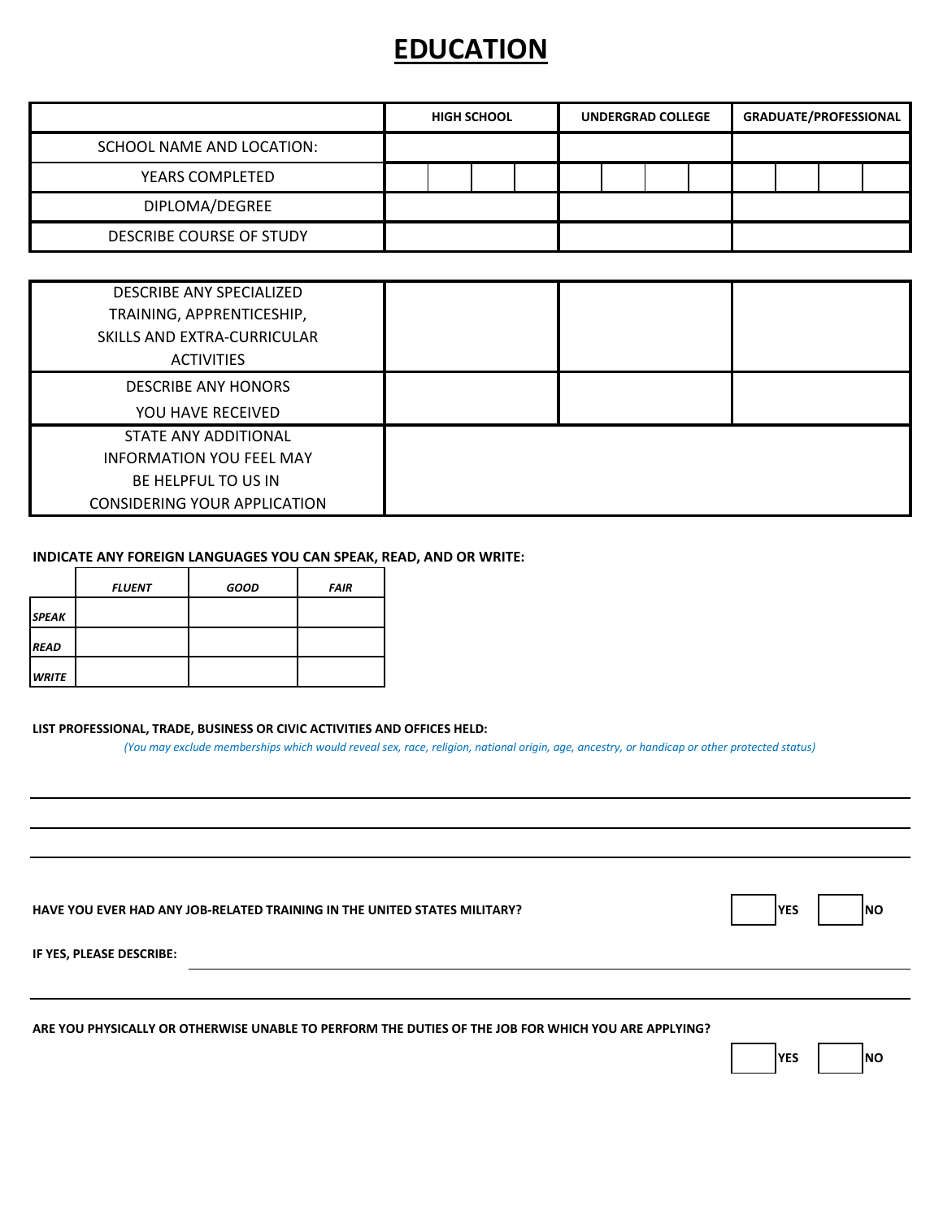# EDUCATION

| | HIGH SCHOOL | | | | UNDERGRAD COLLEGE | | | | GRADUATE/PROFESSIONAL | | | |
|---|---|---|---|---|---|---|---|---|---|---|---|---|
| SCHOOL NAME AND LOCATION: | | | | | | | | | | | | |
| YEARS COMPLETED | | | | | | | | | | | | |
| DIPLOMA/DEGREE | | | | | | | | | | | | |
| DESCRIBE COURSE OF STUDY | | | | | | | | | | | | |

| | | | |
|---|---|---|---|
| DESCRIBE ANY SPECIALIZED TRAINING, APPRENTICESHIP, SKILLS AND EXTRA-CURRICULAR ACTIVITIES | | | |
| DESCRIBE ANY HONORS YOU HAVE RECEIVED | | | |
| STATE ANY ADDITIONAL INFORMATION YOU FEEL MAY BE HELPFUL TO US IN CONSIDERING YOUR APPLICATION | | | |

**INDICATE ANY FOREIGN LANGUAGES YOU CAN SPEAK, READ, AND OR WRITE:**

| | *FLUENT* | *GOOD* | *FAIR* |
|---|---|---|---|
| ***SPEAK*** | | | |
| ***READ*** | | | |
| ***WRITE*** | | | |

**LIST PROFESSIONAL, TRADE, BUSINESS OR CIVIC ACTIVITIES AND OFFICES HELD:**

*(You may exclude memberships which would reveal sex, race, religion, national origin, age, ancestry, or handicap or other protected status)*

______________________________________________________________________

______________________________________________________________________

______________________________________________________________________

**HAVE YOU EVER HAD ANY JOB-RELATED TRAINING IN THE UNITED STATES MILITARY?** ☐ **YES** ☐ **NO**

**IF YES, PLEASE DESCRIBE:** ______________________________________________________________________

______________________________________________________________________

**ARE YOU PHYSICALLY OR OTHERWISE UNABLE TO PERFORM THE DUTIES OF THE JOB FOR WHICH YOU ARE APPLYING?** ☐ **YES** ☐ **NO**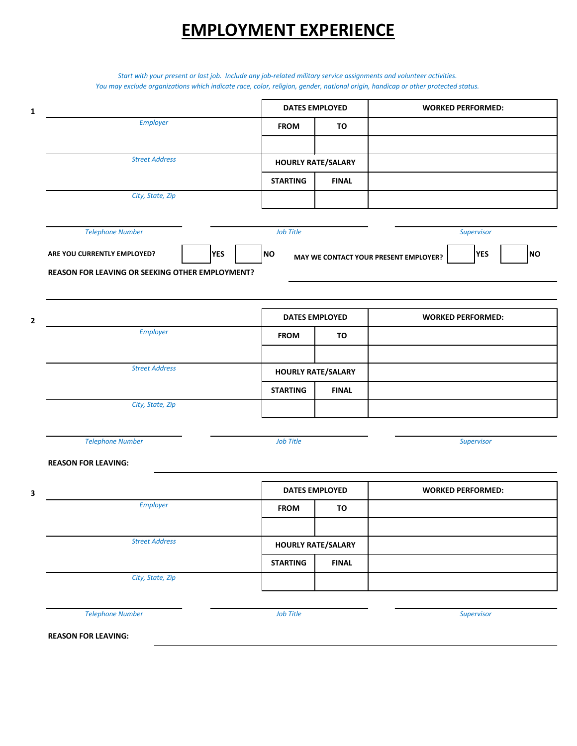# EMPLOYMENT EXPERIENCE

*Start with your present or last job. Include any job-related military service assignments and volunteer activities.*
*You may exclude organizations which indicate race, color, religion, gender, national origin, handicap or other protected status.*

**1**

| | DATES EMPLOYED | | WORKED PERFORMED: |
|---|---|---|---|
| *Employer* | **FROM** | **TO** | |
| | | | |
| *Street Address* | **HOURLY RATE/SALARY** | | |
| | **STARTING** | **FINAL** | |
| *City, State, Zip* | | | |

*Telephone Number* ____________ *Job Title* ____________ *Supervisor* ____________

**ARE YOU CURRENTLY EMPLOYED?** ☐ **YES** ☐ **NO** **MAY WE CONTACT YOUR PRESENT EMPLOYER?** ☐ **YES** ☐ **NO**

**REASON FOR LEAVING OR SEEKING OTHER EMPLOYMENT?** ____________

**2**

| | DATES EMPLOYED | | WORKED PERFORMED: |
|---|---|---|---|
| *Employer* | **FROM** | **TO** | |
| | | | |
| *Street Address* | **HOURLY RATE/SALARY** | | |
| | **STARTING** | **FINAL** | |
| *City, State, Zip* | | | |

*Telephone Number* ____________ *Job Title* ____________ *Supervisor* ____________

**REASON FOR LEAVING:** ____________

**3**

| | DATES EMPLOYED | | WORKED PERFORMED: |
|---|---|---|---|
| *Employer* | **FROM** | **TO** | |
| | | | |
| *Street Address* | **HOURLY RATE/SALARY** | | |
| | **STARTING** | **FINAL** | |
| *City, State, Zip* | | | |

*Telephone Number* ____________ *Job Title* ____________ *Supervisor* ____________

**REASON FOR LEAVING:** ____________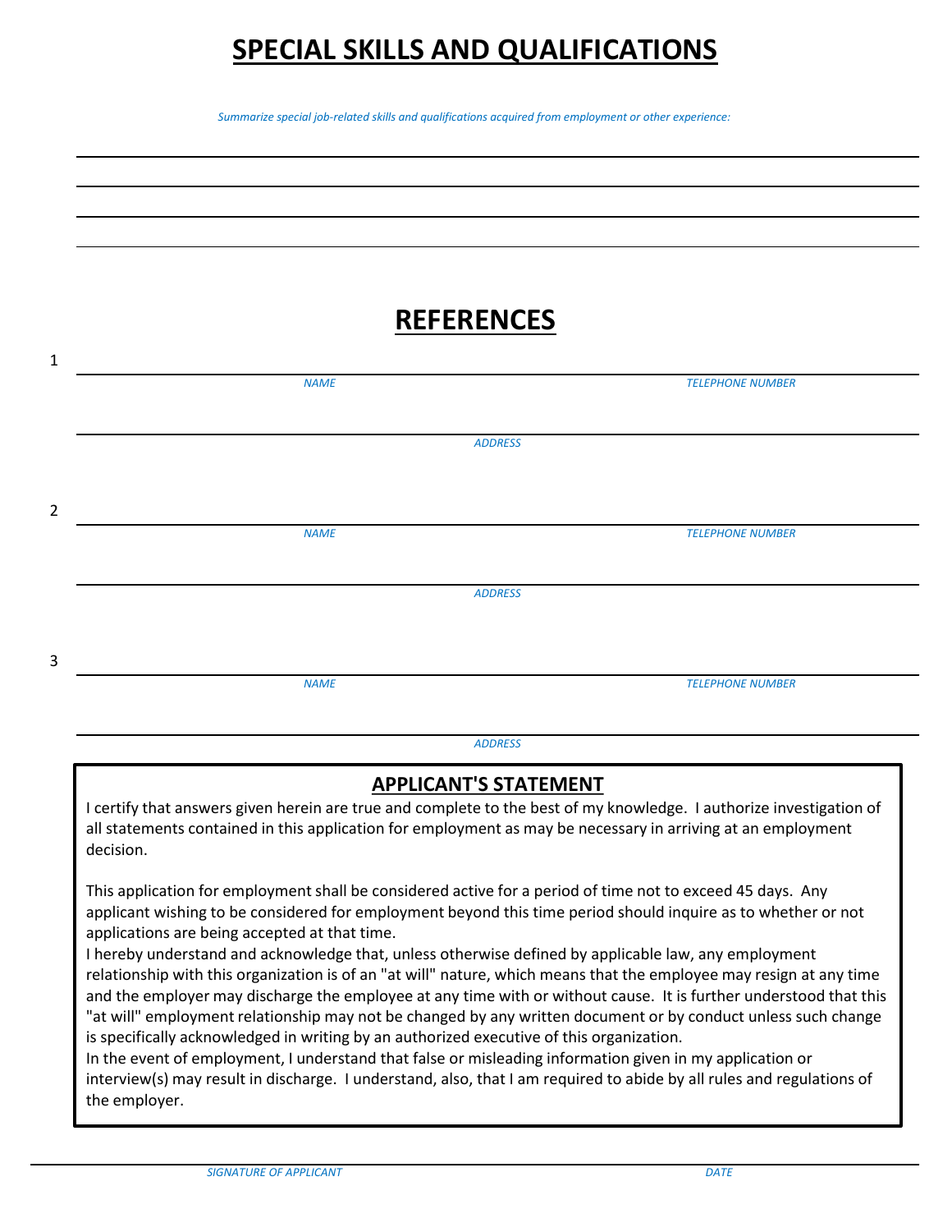# SPECIAL SKILLS AND QUALIFICATIONS

*Summarize special job-related skills and qualifications acquired from employment or other experience:*

# REFERENCES

1

*NAME* | *TELEPHONE NUMBER*

*ADDRESS*

2

*NAME* | *TELEPHONE NUMBER*

*ADDRESS*

3

*NAME* | *TELEPHONE NUMBER*

*ADDRESS*

## APPLICANT'S STATEMENT

I certify that answers given herein are true and complete to the best of my knowledge. I authorize investigation of all statements contained in this application for employment as may be necessary in arriving at an employment decision.

This application for employment shall be considered active for a period of time not to exceed 45 days. Any applicant wishing to be considered for employment beyond this time period should inquire as to whether or not applications are being accepted at that time.

I hereby understand and acknowledge that, unless otherwise defined by applicable law, any employment relationship with this organization is of an "at will" nature, which means that the employee may resign at any time and the employer may discharge the employee at any time with or without cause. It is further understood that this "at will" employment relationship may not be changed by any written document or by conduct unless such change is specifically acknowledged in writing by an authorized executive of this organization.

In the event of employment, I understand that false or misleading information given in my application or interview(s) may result in discharge. I understand, also, that I am required to abide by all rules and regulations of the employer.

*SIGNATURE OF APPLICANT* | *DATE*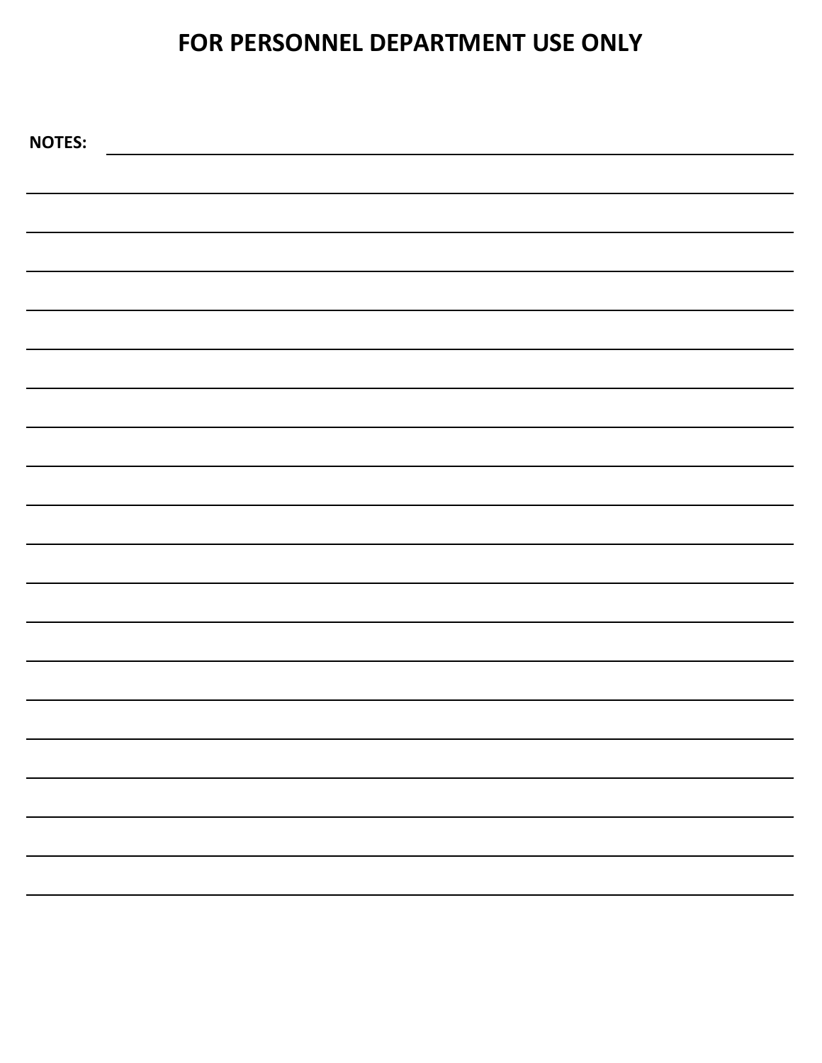## FOR PERSONNEL DEPARTMENT USE ONLY

**NOTES:** \_\_\_\_\_\_\_\_\_\_\_\_\_\_\_\_\_\_\_\_\_\_\_\_\_\_\_\_\_\_\_\_\_\_\_\_\_\_\_\_\_\_\_\_\_\_\_\_\_\_\_\_\_\_\_\_\_\_\_\_\_\_\_\_\_\_\_\_\_\_\_\_\_\_\_\_\_\_